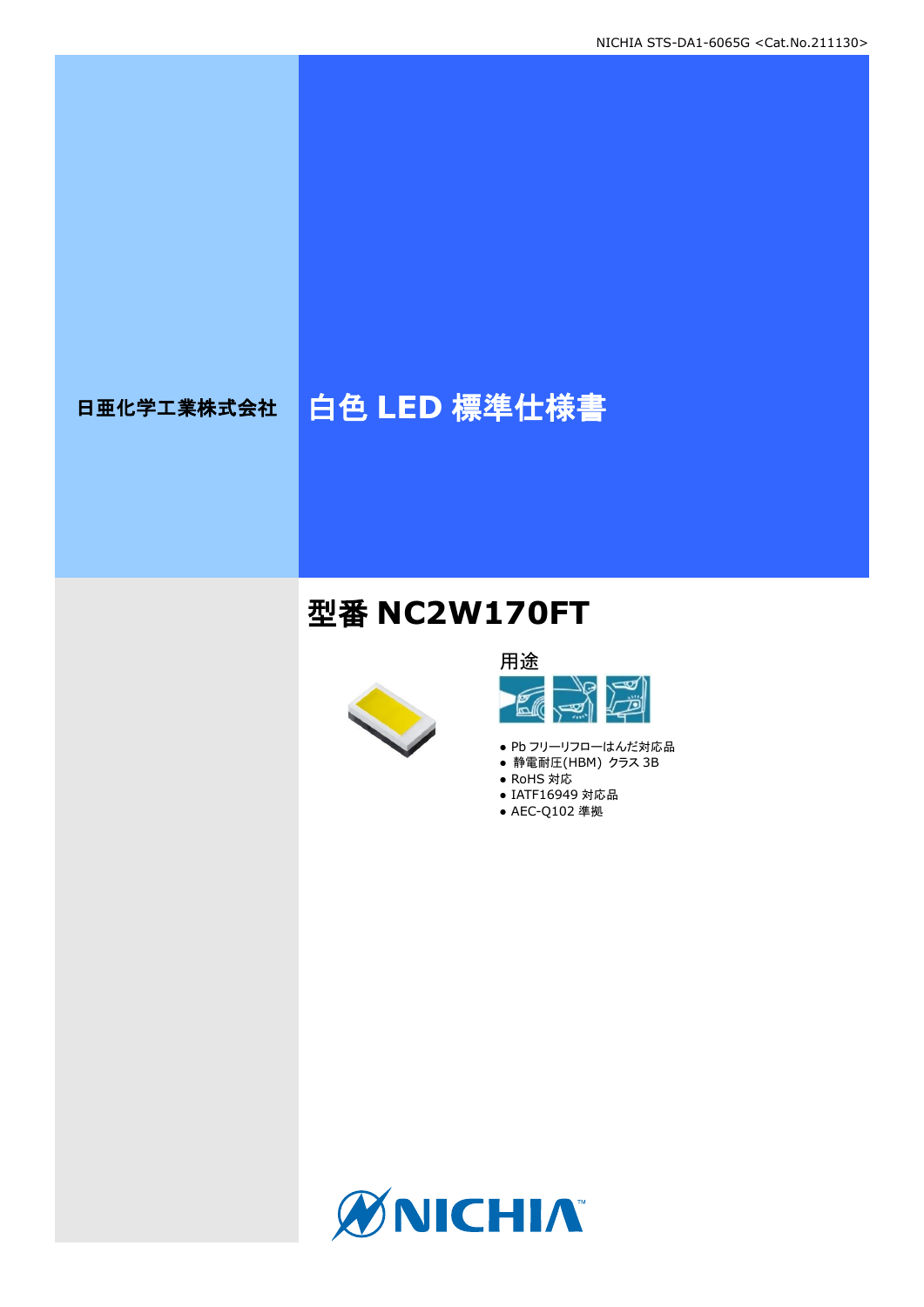日亜化学工業株式会社

# 白色 LED 標準仕様書

## 型番 NC2W170FT

用途

- Pb フリーリフローはんだ対応品
- 静電耐圧(HBM) クラス 3B
- RoHS 対応
- IATF16949 対応品
- AEC-Q102 準拠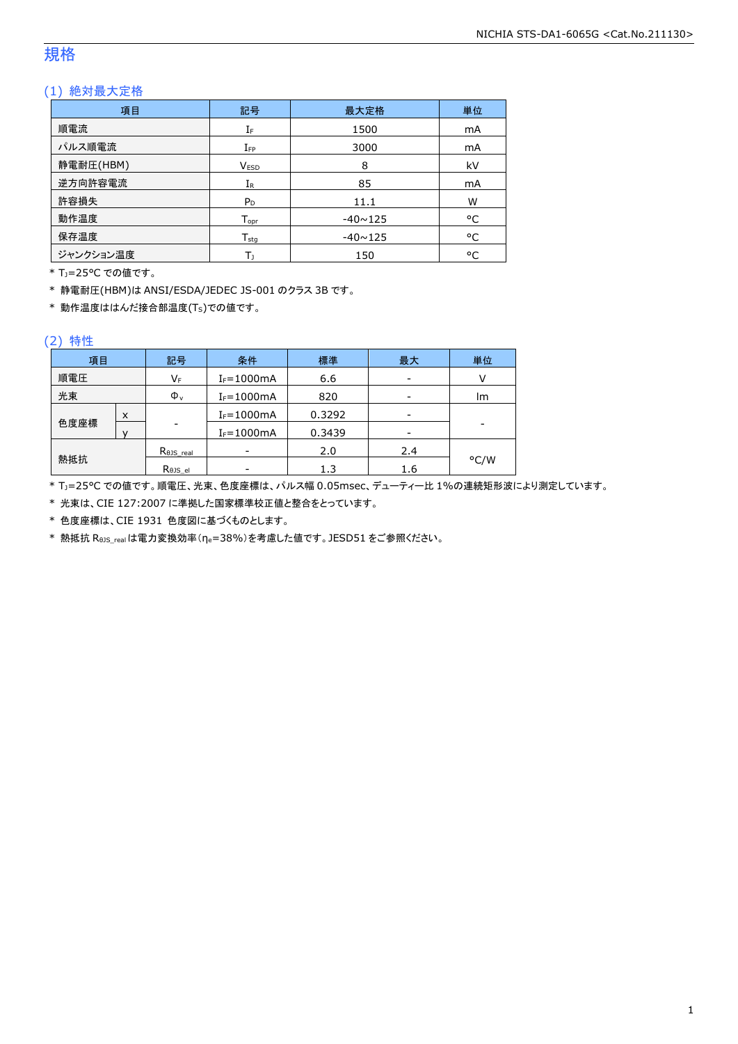# 規格

## (1) 絶対最大定格

| 項目 | 記号 | 最大定格 | 単位 |
|---|---|---|---|
| 順電流 | $I_F$ | 1500 | mA |
| パルス順電流 | $I_{FP}$ | 3000 | mA |
| 静電耐圧(HBM) | $V_{ESD}$ | 8 | kV |
| 逆方向許容電流 | $I_R$ | 85 | mA |
| 許容損失 | $P_D$ | 11.1 | W |
| 動作温度 | $T_{opr}$ | -40~125 | °C |
| 保存温度 | $T_{stg}$ | -40~125 | °C |
| ジャンクション温度 | $T_J$ | 150 | °C |

* $T_J$=25°C での値です。
* 静電耐圧(HBM)は ANSI/ESDA/JEDEC JS-001 のクラス 3B です。
* 動作温度ははんだ接合部温度($T_S$)での値です。

## (2) 特性

| 項目 | | 記号 | 条件 | 標準 | 最大 | 単位 |
|---|---|---|---|---|---|---|
| 順電圧 | | $V_F$ | $I_F$=1000mA | 6.6 | - | V |
| 光束 | | $\Phi_v$ | $I_F$=1000mA | 820 | - | lm |
| 色度座標 | x | - | $I_F$=1000mA | 0.3292 | - | - |
| | y | | $I_F$=1000mA | 0.3439 | - | |
| 熱抵抗 | | $R_{\theta JS\_real}$ | - | 2.0 | 2.4 | °C/W |
| | | $R_{\theta JS\_el}$ | - | 1.3 | 1.6 | |

* $T_J$=25°C での値です。順電圧、光束、色度座標は、パルス幅 0.05msec、デューティー比 1%の連続矩形波により測定しています。
* 光束は、CIE 127:2007 に準拠した国家標準校正値と整合をとっています。
* 色度座標は、CIE 1931 色度図に基づくものとします。
* 熱抵抗 $R_{\theta JS\_real}$ は電力変換効率($\eta_e$=38%)を考慮した値です。JESD51 をご参照ください。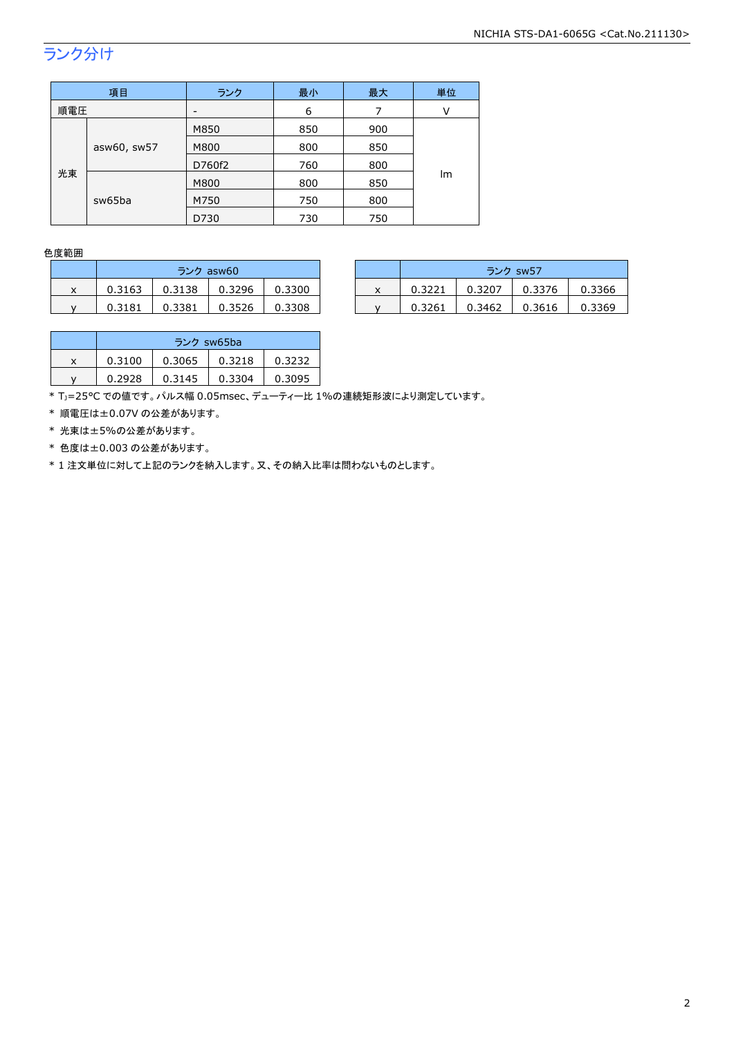## ランク分け

| 項目 | | ランク | 最小 | 最大 | 単位 |
|---|---|---|---|---|---|
| 順電圧 | | - | 6 | 7 | V |
| 光束 | asw60, sw57 | M850 | 850 | 900 | lm |
| | | M800 | 800 | 850 | |
| | | D760f2 | 760 | 800 | |
| | sw65ba | M800 | 800 | 850 | |
| | | M750 | 750 | 800 | |
| | | D730 | 730 | 750 | |

色度範囲

| | ランク asw60 | | | |
|---|---|---|---|---|
| x | 0.3163 | 0.3138 | 0.3296 | 0.3300 |
| y | 0.3181 | 0.3381 | 0.3526 | 0.3308 |

| | ランク sw57 | | | |
|---|---|---|---|---|
| x | 0.3221 | 0.3207 | 0.3376 | 0.3366 |
| y | 0.3261 | 0.3462 | 0.3616 | 0.3369 |

| | ランク sw65ba | | | |
|---|---|---|---|---|
| x | 0.3100 | 0.3065 | 0.3218 | 0.3232 |
| y | 0.2928 | 0.3145 | 0.3304 | 0.3095 |

* $T_J$=25°C での値です。パルス幅 0.05msec、デューティー比 1%の連続矩形波により測定しています。
* 順電圧は±0.07V の公差があります。
* 光束は±5%の公差があります。
* 色度は±0.003 の公差があります。
* 1 注文単位に対して上記のランクを納入します。又、その納入比率は問わないものとします。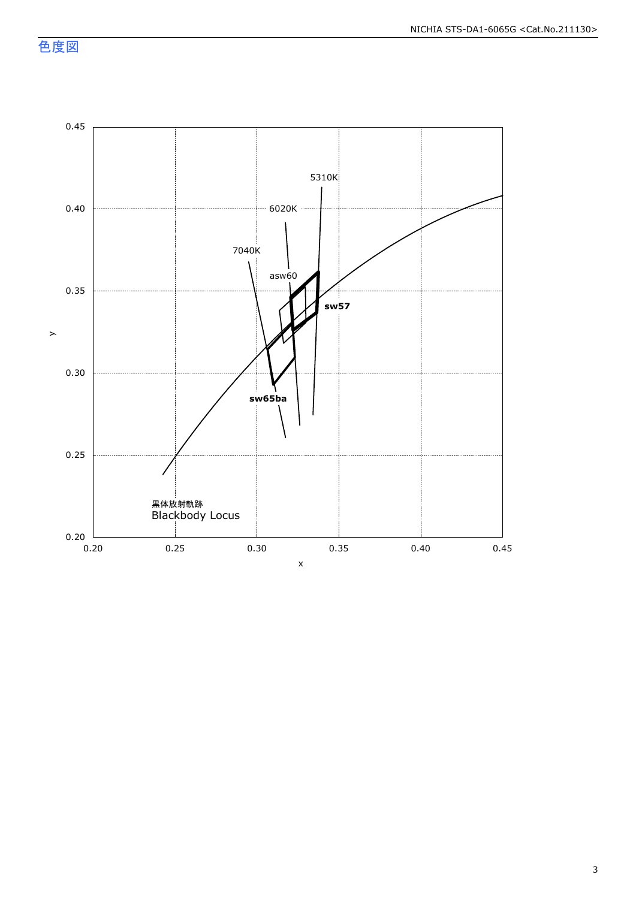## 色度図

0.45

0.40

0.35

0.30

0.25

0.20

y

0.20 0.25 0.30 0.35 0.40 0.45

x

5310K

6020K

7040K

asw60

**sw57**

**sw65ba**

黒体放射軌跡
Blackbody Locus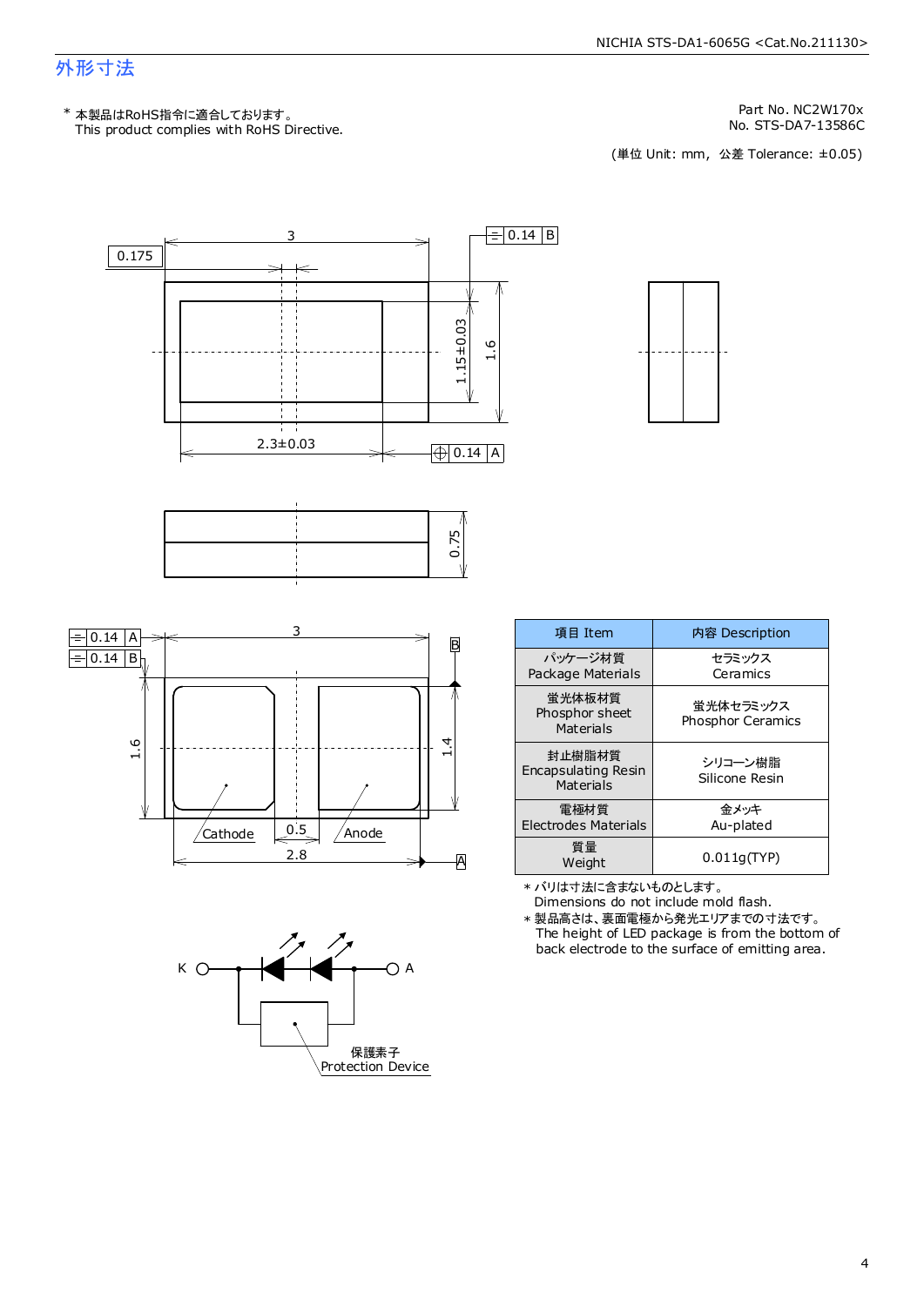# 外形寸法

\* 本製品はRoHS指令に適合しております。
This product complies with RoHS Directive.

Part No. NC2W170x
No. STS-DA7-13586C

(単位 Unit: mm, 公差 Tolerance: ±0.05)

| 項目 Item | 内容 Description |
|---|---|
| パッケージ材質 Package Materials | セラミックス Ceramics |
| 蛍光体板材質 Phosphor sheet Materials | 蛍光体セラミックス Phosphor Ceramics |
| 封止樹脂材質 Encapsulating Resin Materials | シリコーン樹脂 Silicone Resin |
| 電極材質 Electrodes Materials | 金メッキ Au-plated |
| 質量 Weight | 0.011g(TYP) |

\* バリは寸法に含まないものとします。
Dimensions do not include mold flash.

\* 製品高さは、裏面電極から発光エリアまでの寸法です。
The height of LED package is from the bottom of back electrode to the surface of emitting area.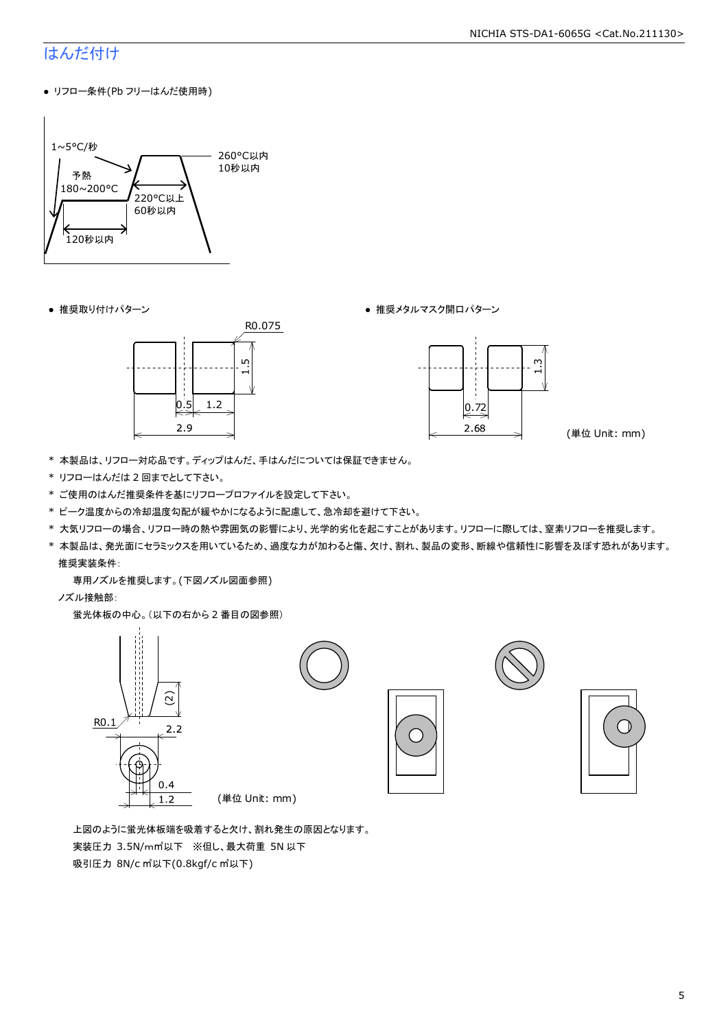## はんだ付け

- リフロー条件(Pb フリーはんだ使用時)

1~5°C/秒
予熱
180~200°C
120秒以内
220°C以上
60秒以内
260°C以内
10秒以内

- 推奨取り付けパターン

R0.075
1.5
0.5
1.2
2.9

- 推奨メタルマスク開口パターン

1.3
0.72
2.68

(単位 Unit: mm)

\* 本製品は、リフロー対応品です。ディップはんだ、手はんだについては保証できません。
\* リフローはんだは 2 回までとして下さい。
\* ご使用のはんだ推奨条件を基にリフロープロファイルを設定して下さい。
\* ピーク温度からの冷却温度勾配が緩やかになるように配慮して、急冷却を避けて下さい。
\* 大気リフローの場合、リフロー時の熱や雰囲気の影響により、光学的劣化を起こすことがあります。リフローに際しては、窒素リフローを推奨します。
\* 本製品は、発光面にセラミックスを用いているため、過度な力が加わると傷、欠け、割れ、製品の変形、断線や信頼性に影響を及ぼす恐れがあります。
推奨実装条件:
専用ノズルを推奨します。(下図ノズル図面参照)
ノズル接触部:
蛍光体板の中心。(以下の右から 2 番目の図参照)

(2)
R0.1
2.2
0.4
1.2

(単位 Unit: mm)

上図のように蛍光体板端を吸着すると欠け、割れ発生の原因となります。
実装圧力 3.5N/m㎡以下 ※但し、最大荷重 5N 以下
吸引圧力 8N/c ㎡以下(0.8kgf/c ㎡以下)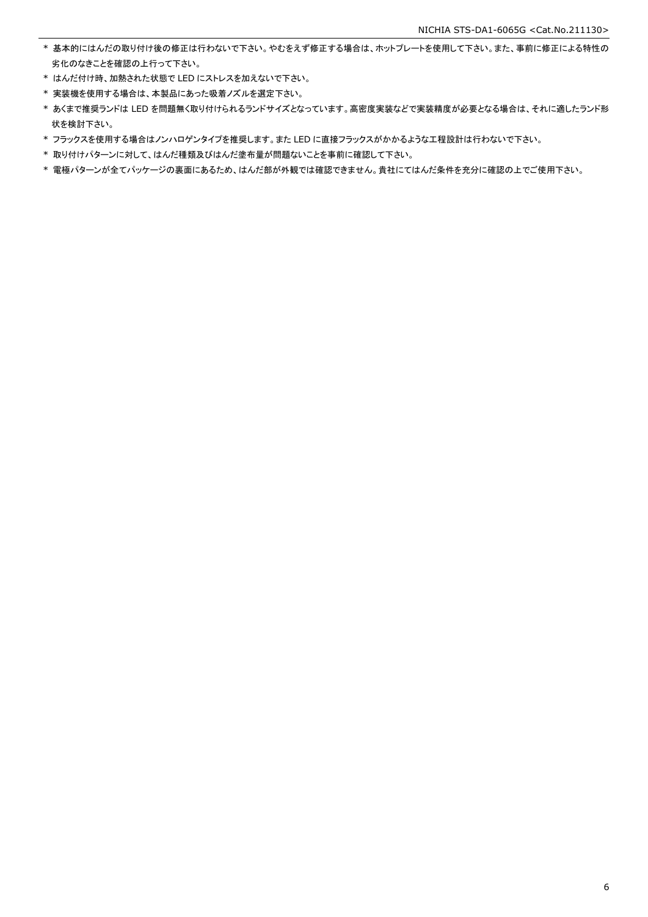* 基本的にはんだの取り付け後の修正は行わないで下さい。やむをえず修正する場合は、ホットプレートを使用して下さい。また、事前に修正による特性の劣化のなきことを確認の上行って下さい。
* はんだ付け時、加熱された状態で LED にストレスを加えないで下さい。
* 実装機を使用する場合は、本製品にあった吸着ノズルを選定下さい。
* あくまで推奨ランドは LED を問題無く取り付けられるランドサイズとなっています。高密度実装などで実装精度が必要となる場合は、それに適したランド形状を検討下さい。
* フラックスを使用する場合はノンハロゲンタイプを推奨します。また LED に直接フラックスがかかるような工程設計は行わないで下さい。
* 取り付けパターンに対して、はんだ種類及びはんだ塗布量が問題ないことを事前に確認して下さい。
* 電極パターンが全てパッケージの裏面にあるため、はんだ部が外観では確認できません。貴社にてはんだ条件を充分に確認の上でご使用下さい。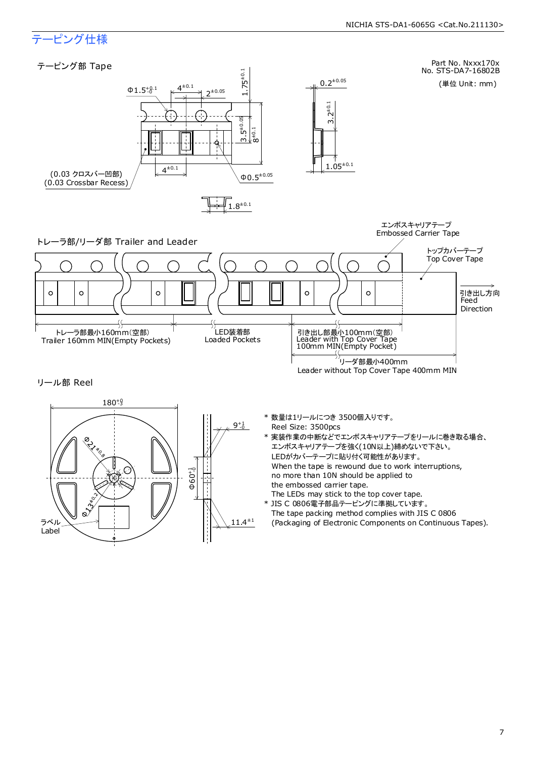# テーピング仕様

Part No. Nxxx170x
No. STS-DA7-16802B

(単位 Unit: mm)

## テーピング部 Tape

Φ1.5 $^{+0.1}_{-0}$

$4^{\pm0.1}$

$2^{\pm0.05}$

$1.75^{\pm0.1}$

$3.5^{\pm0.05}$

$8^{\pm0.1}$

$4^{\pm0.1}$

Φ$0.5^{\pm0.05}$

(0.03 クロスバー凹部)
(0.03 Crossbar Recess)

$0.2^{\pm0.05}$

$3.2^{\pm0.1}$

$1.05^{\pm0.1}$

$1.8^{\pm0.1}$

## トレーラ部/リーダ部 Trailer and Leader

エンボスキャリアテープ
Embossed Carrier Tape

トップカバーテープ
Top Cover Tape

引き出し方向
Feed
Direction

トレーラ部最小160mm(空部)
Trailer 160mm MIN(Empty Pockets)

LED装着部
Loaded Pockets

引き出し部最小100mm(空部)
Leader with Top Cover Tape
100mm MIN(Empty Pocket)

リーダ部最小400mm
Leader without Top Cover Tape 400mm MIN

## リール部 Reel

$180^{+0}_{-3}$

Φ$21^{\pm0.8}$

Φ$13^{\pm0.2}$

Φ$60^{+1}_{-0}$

$9^{+1}_{-0}$

$11.4^{\pm1}$

ラベル
Label

* 数量は1リールにつき 3500個入りです。
  Reel Size: 3500pcs
* 実装作業の中断などでエンボスキャリアテープをリールに巻き取る場合、
  エンボスキャリアテープを強く(10N以上)締めないで下さい。
  LEDがカバーテープに貼り付く可能性があります。
  When the tape is rewound due to work interruptions,
  no more than 10N should be applied to
  the embossed carrier tape.
  The LEDs may stick to the top cover tape.
* JIS C 0806電子部品テーピングに準拠しています。
  The tape packing method complies with JIS C 0806
  (Packaging of Electronic Components on Continuous Tapes).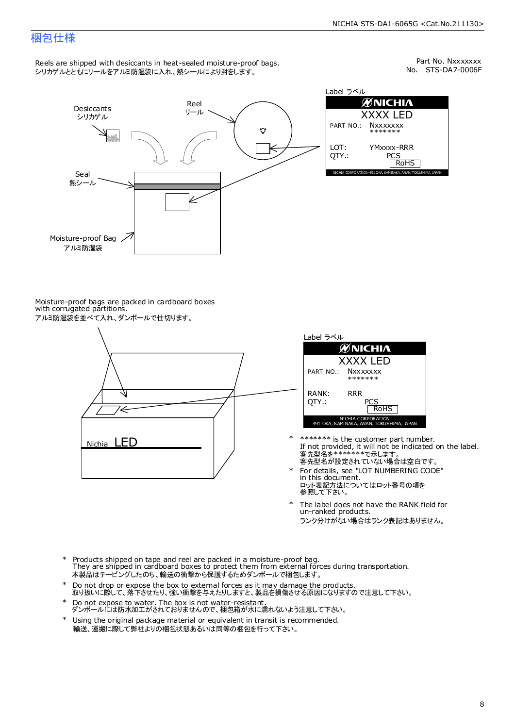## 梱包仕様

Reels are shipped with desiccants in heat-sealed moisture-proof bags.
シリカゲルとともにリールをアルミ防湿袋に入れ、熱シールにより封をします。

Part No. Nxxxxxxx
No. STS-DA7-0006F

Desiccants
シリカゲル

Reel
リール

Seal
熱シール

Moisture-proof Bag
アルミ防湿袋

Label ラベル

NICHIA
XXXX LED
PART NO.: Nxxxxxxx
\*\*\*\*\*\*\*
LOT: YMxxxx-RRR
QTY.: PCS
RoHS
NICHIA CORPORATION 491 OKA, KAMINAKA, ANAN, TOKUSHIMA, JAPAN

Moisture-proof bags are packed in cardboard boxes with corrugated partitions.
アルミ防湿袋を並べて入れ、ダンボールで仕切ります。

Label ラベル

NICHIA
XXXX LED
PART NO.: Nxxxxxxx
\*\*\*\*\*\*\*
RANK: RRR
QTY.: PCS
RoHS
NICHIA CORPORATION
491 OKA, KAMINAKA, ANAN, TOKUSHIMA, JAPAN

Nichia LED

- \* \*\*\*\*\*\*\* is the customer part number.
  If not provided, it will not be indicated on the label.
  客先型名を\*\*\*\*\*\*\*で示します。
  客先型名が設定されていない場合は空白です。
- \* For details, see "LOT NUMBERING CODE" in this document.
  ロット表記方法についてはロット番号の項を参照して下さい。
- \* The label does not have the RANK field for un-ranked products.
  ランク分けがない場合はランク表記はありません。

- \* Products shipped on tape and reel are packed in a moisture-proof bag.
  They are shipped in cardboard boxes to protect them from external forces during transportation.
  本製品はテーピングしたのち、輸送の衝撃から保護するためダンボールで梱包します。
- \* Do not drop or expose the box to external forces as it may damage the products.
  取り扱いに際して、落下させたり、強い衝撃を与えたりしますと、製品を損傷させる原因になりますので注意して下さい。
- \* Do not expose to water. The box is not water-resistant.
  ダンボールには防水加工がされておりませんので、梱包箱が水に濡れないよう注意して下さい。
- \* Using the original package material or equivalent in transit is recommended.
  輸送、運搬に際して弊社よりの梱包状態あるいは同等の梱包を行って下さい。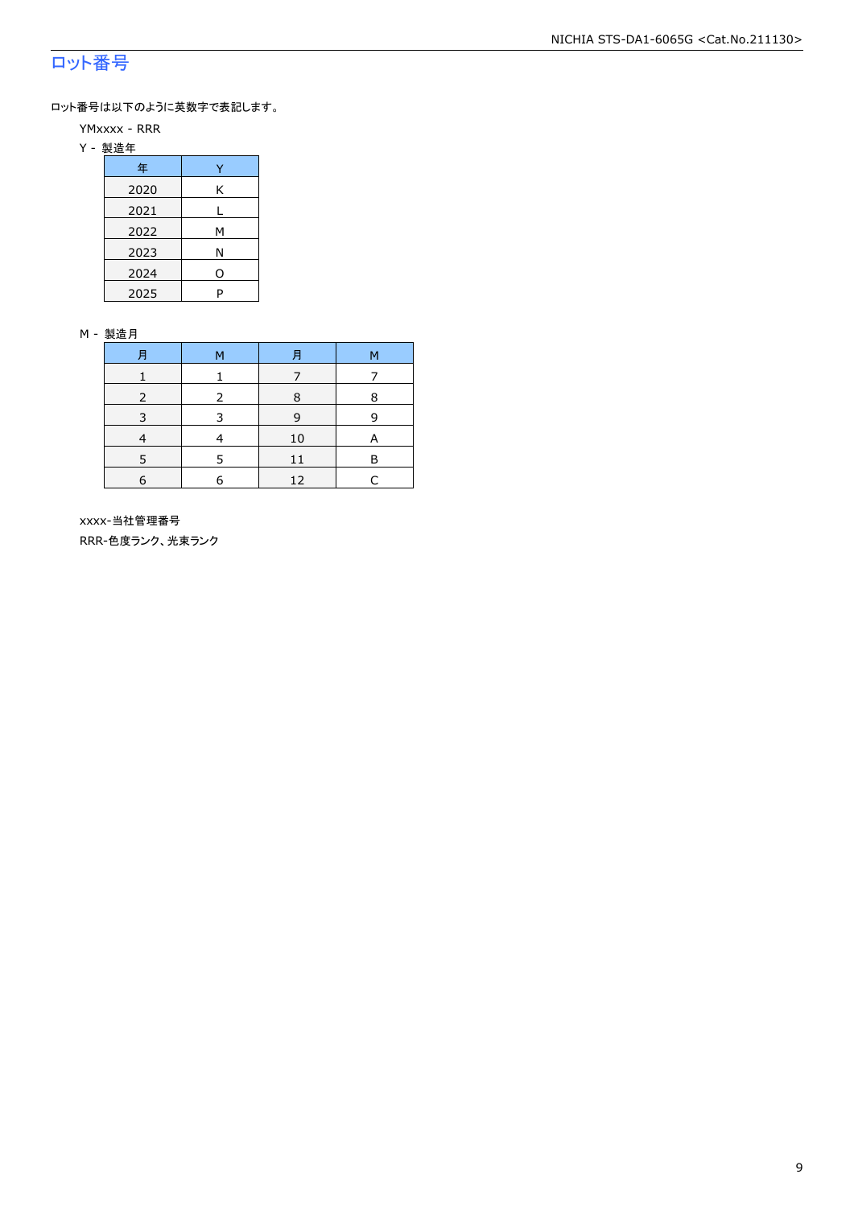## ロット番号

ロット番号は以下のように英数字で表記します。

YMxxxx - RRR

Y - 製造年

| 年 | Y |
|---|---|
| 2020 | K |
| 2021 | L |
| 2022 | M |
| 2023 | N |
| 2024 | O |
| 2025 | P |

M - 製造月

| 月 | M | 月 | M |
|---|---|---|---|
| 1 | 1 | 7 | 7 |
| 2 | 2 | 8 | 8 |
| 3 | 3 | 9 | 9 |
| 4 | 4 | 10 | A |
| 5 | 5 | 11 | B |
| 6 | 6 | 12 | C |

xxxx-当社管理番号

RRR-色度ランク、光束ランク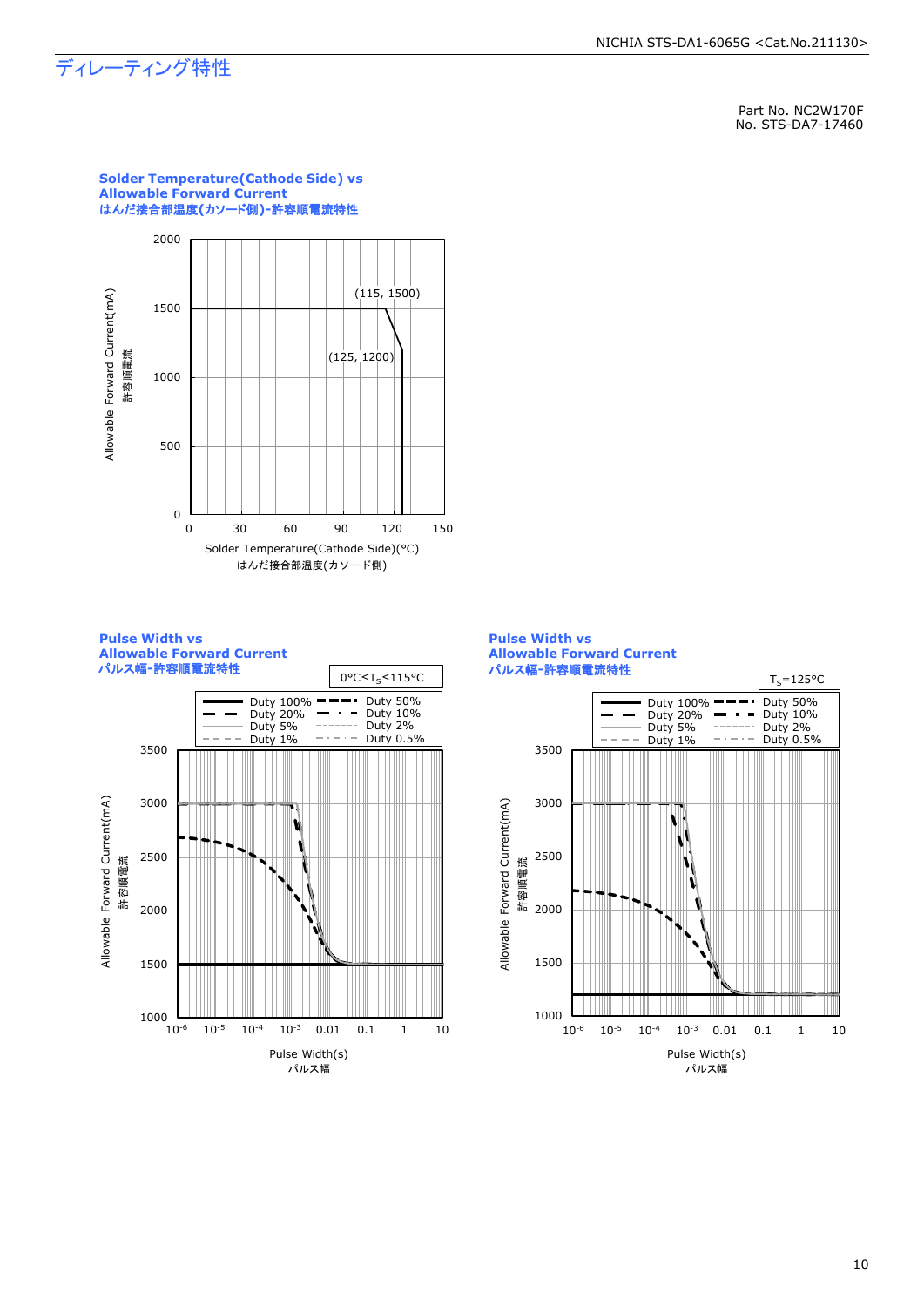# ディレーティング特性

Part No. NC2W170F
No. STS-DA7-17460

### Solder Temperature(Cathode Side) vs Allowable Forward Current
### はんだ接合部温度(カソード側)-許容順電流特性

Allowable Forward Current(mA) 許容順電流

(115, 1500)
(125, 1200)

Solder Temperature(Cathode Side)(°C)
はんだ接合部温度(カソード側)

### Pulse Width vs Allowable Forward Current
### パルス幅-許容順電流特性

$0°C \leq T_S \leq 115°C$

Duty 100% / Duty 50% / Duty 20% / Duty 10% / Duty 5% / Duty 2% / Duty 1% / Duty 0.5%

Allowable Forward Current(mA) 許容順電流

Pulse Width(s)
パルス幅

### Pulse Width vs Allowable Forward Current
### パルス幅-許容順電流特性

$T_S=125°C$

Duty 100% / Duty 50% / Duty 20% / Duty 10% / Duty 5% / Duty 2% / Duty 1% / Duty 0.5%

Allowable Forward Current(mA) 許容順電流

Pulse Width(s)
パルス幅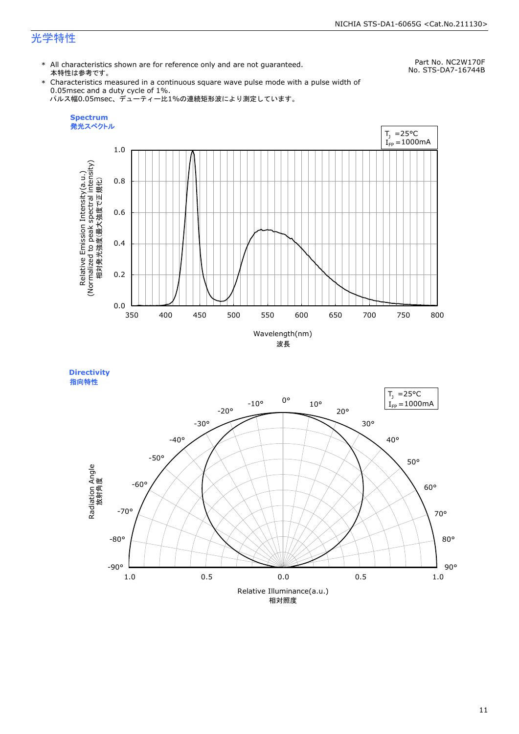# 光学特性

- \* All characteristics shown are for reference only and are not guaranteed.
  本特性は参考です。
- \* Characteristics measured in a continuous square wave pulse mode with a pulse width of 0.05msec and a duty cycle of 1%.
  パルス幅0.05msec、デューティー比1%の連続矩形波により測定しています。

Part No. NC2W170F
No. STS-DA7-16744B

**Spectrum**
**発光スペクトル**

$T_J$ =25°C
$I_{FP}$ =1000mA

Relative Emission Intensity(a.u.)
(Normalized to peak spectral intensity)
相対発光強度(最大強度で正規化)

Wavelength(nm)
波長

**Directivity**
**指向特性**

$T_J$ =25°C
$I_{FP}$ =1000mA

Radiation Angle
放射角度

Relative Illuminance(a.u.)
相対照度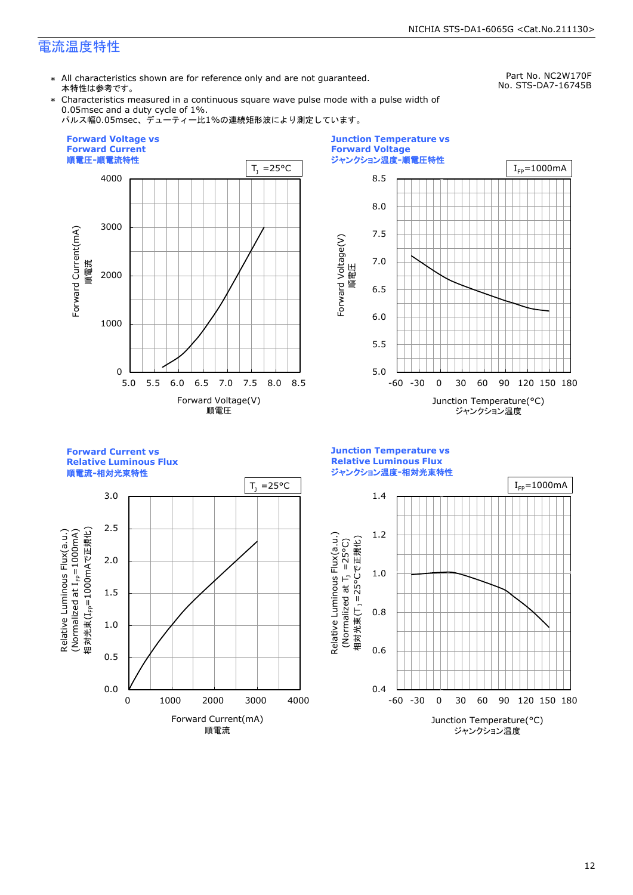# 電流温度特性

Part No. NC2W170F
No. STS-DA7-16745B

* All characteristics shown are for reference only and are not guaranteed.
  本特性は参考です。
* Characteristics measured in a continuous square wave pulse mode with a pulse width of 0.05msec and a duty cycle of 1%.
  パルス幅0.05msec、デューティー比1%の連続矩形波により測定しています。

**Forward Voltage vs Forward Current**
**順電圧-順電流特性**

$T_J$ =25°C

Forward Current(mA) 順電流 / Forward Voltage(V) 順電圧

**Junction Temperature vs Forward Voltage**
**ジャンクション温度-順電圧特性**

$I_{FP}$=1000mA

Forward Voltage(V) 順電圧 / Junction Temperature(°C) ジャンクション温度

**Forward Current vs Relative Luminous Flux**
**順電流-相対光束特性**

$T_J$ =25°C

Relative Luminous Flux(a.u.) (Normalized at $I_{FP}$=1000mA) 相対光束($I_{FP}$=1000mAで正規化) / Forward Current(mA) 順電流

**Junction Temperature vs Relative Luminous Flux**
**ジャンクション温度-相対光束特性**

$I_{FP}$=1000mA

Relative Luminous Flux(a.u.) (Normalized at $T_J$ =25°C) 相対光束($T_J$ =25°Cで正規化) / Junction Temperature(°C) ジャンクション温度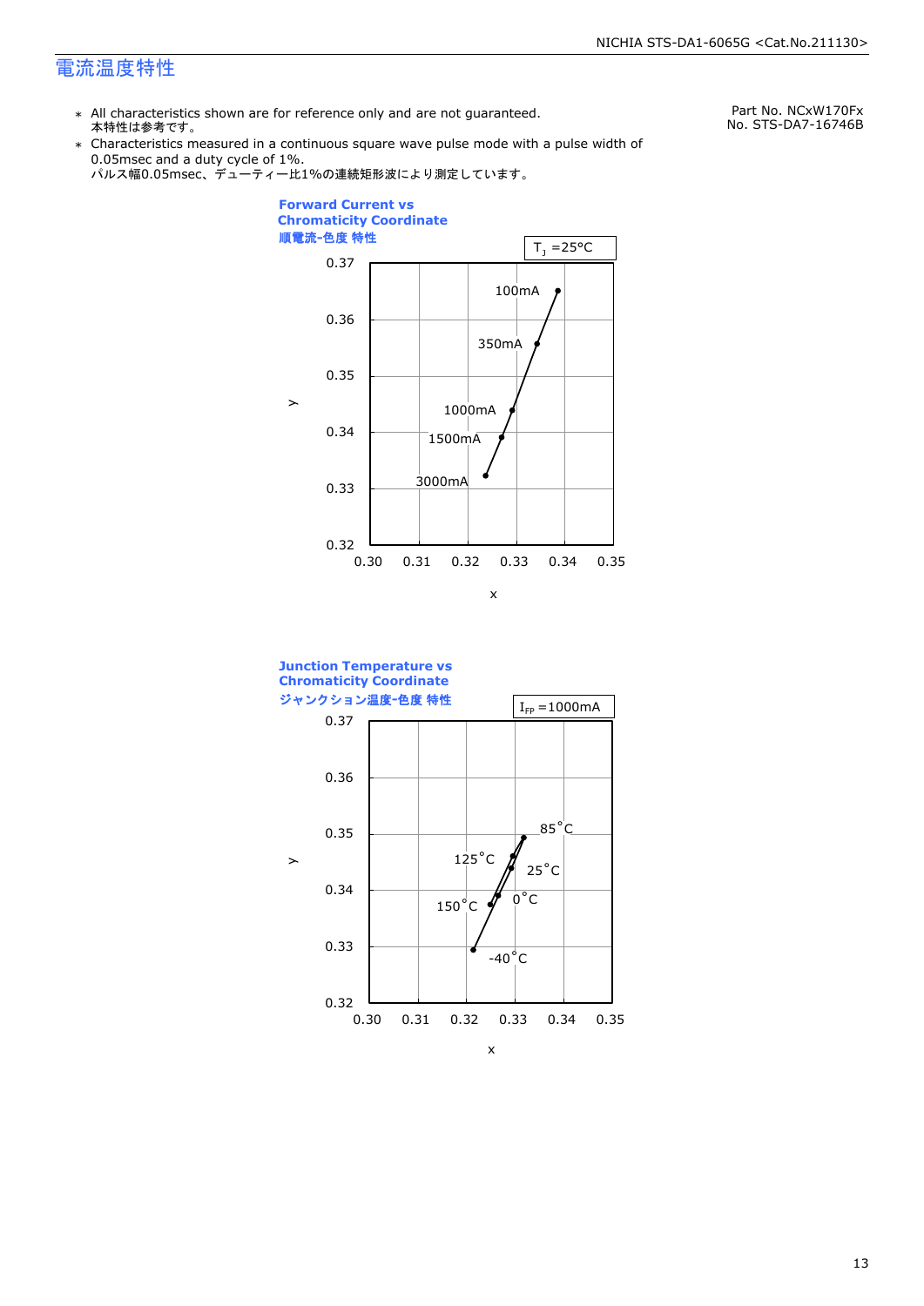# 電流温度特性

Part No. NCxW170Fx
No. STS-DA7-16746B

- ∗ All characteristics shown are for reference only and are not guaranteed.
  本特性は参考です。
- ∗ Characteristics measured in a continuous square wave pulse mode with a pulse width of 0.05msec and a duty cycle of 1%.
  パルス幅0.05msec、デューティー比1%の連続矩形波により測定しています。

**Forward Current vs Chromaticity Coordinate**
**順電流-色度 特性**

$T_J$ =25°C

| Forward Current | x | y |
|---|---|---|
| 100mA | 0.338 | 0.365 |
| 350mA | 0.334 | 0.356 |
| 1000mA | 0.329 | 0.344 |
| 1500mA | 0.327 | 0.339 |
| 3000mA | 0.324 | 0.332 |

**Junction Temperature vs Chromaticity Coordinate**
**ジャンクション温度-色度 特性**

$I_{FP}$ =1000mA

| Junction Temperature | x | y |
|---|---|---|
| -40°C | 0.322 | 0.330 |
| 0°C | 0.327 | 0.339 |
| 25°C | 0.329 | 0.344 |
| 85°C | 0.332 | 0.349 |
| 125°C | 0.329 | 0.346 |
| 150°C | 0.326 | 0.338 |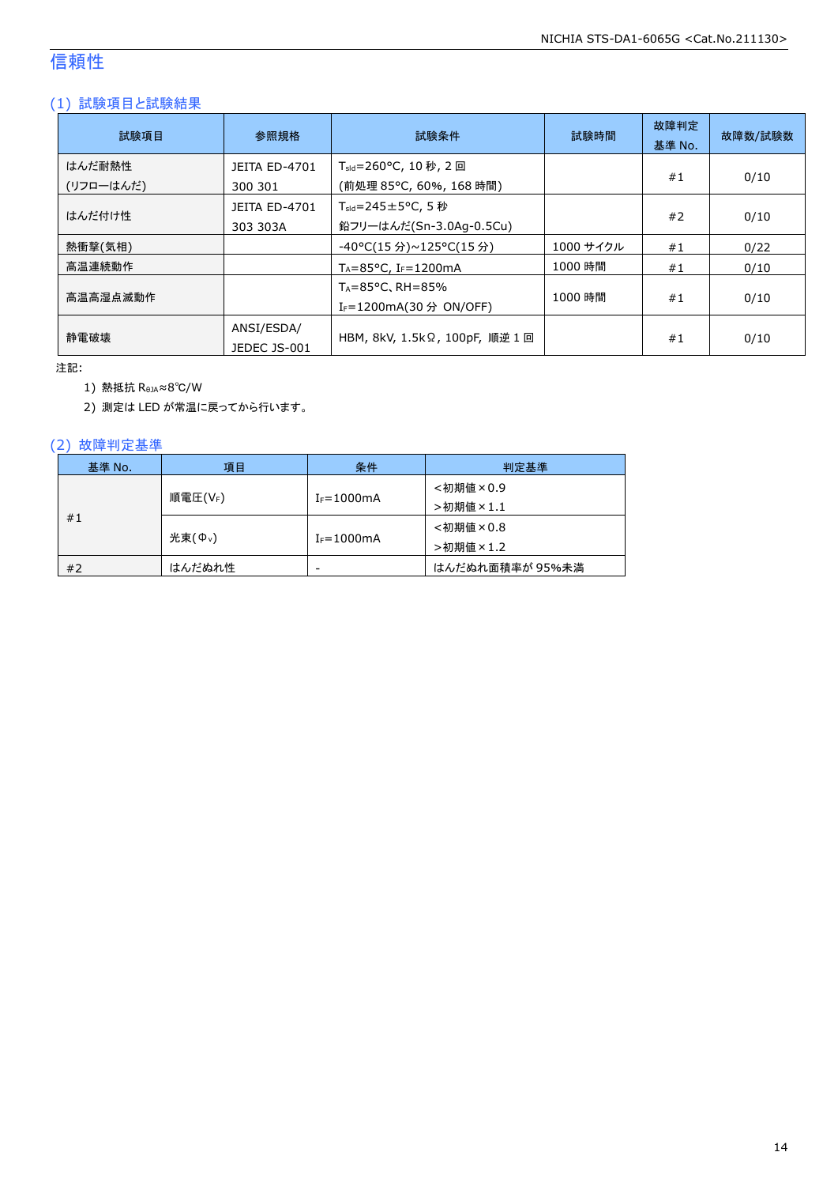# 信頼性

## (1) 試験項目と試験結果

| 試験項目 | 参照規格 | 試験条件 | 試験時間 | 故障判定基準 No. | 故障数/試験数 |
|---|---|---|---|---|---|
| はんだ耐熱性 (リフローはんだ) | JEITA ED-4701 300 301 | $T_{sld}$=260°C, 10 秒, 2 回 (前処理 85°C, 60%, 168 時間) | | #1 | 0/10 |
| はんだ付け性 | JEITA ED-4701 303 303A | $T_{sld}$=245±5°C, 5 秒 鉛フリーはんだ(Sn-3.0Ag-0.5Cu) | | #2 | 0/10 |
| 熱衝撃(気相) | | -40°C(15 分)~125°C(15 分) | 1000 サイクル | #1 | 0/22 |
| 高温連続動作 | | $T_A$=85°C, $I_F$=1200mA | 1000 時間 | #1 | 0/10 |
| 高温高湿点滅動作 | | $T_A$=85°C、RH=85% $I_F$=1200mA(30 分 ON/OFF) | 1000 時間 | #1 | 0/10 |
| 静電破壊 | ANSI/ESDA/ JEDEC JS-001 | HBM, 8kV, 1.5kΩ, 100pF, 順逆 1 回 | | #1 | 0/10 |

注記:

1) 熱抵抗 $R_{θJA}$≈8℃/W
2) 測定は LED が常温に戻ってから行います。

## (2) 故障判定基準

| 基準 No. | 項目 | 条件 | 判定基準 |
|---|---|---|---|
| #1 | 順電圧($V_F$) | $I_F$=1000mA | <初期値×0.9 >初期値×1.1 |
| | 光束($Φ_v$) | $I_F$=1000mA | <初期値×0.8 >初期値×1.2 |
| #2 | はんだぬれ性 | - | はんだぬれ面積率が 95%未満 |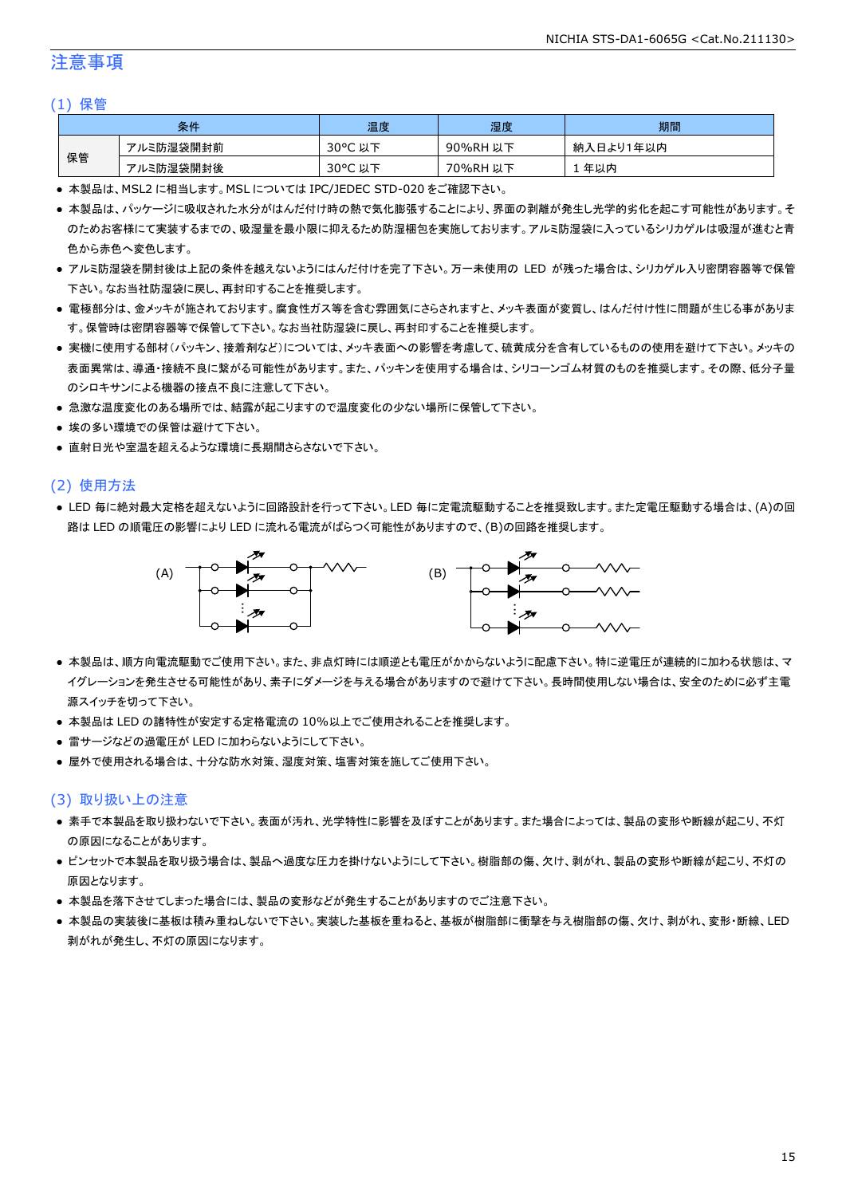# 注意事項

## (1) 保管

| 条件 | | 温度 | 湿度 | 期間 |
|---|---|---|---|---|
| 保管 | アルミ防湿袋開封前 | 30°C 以下 | 90%RH 以下 | 納入日より1年以内 |
| | アルミ防湿袋開封後 | 30°C 以下 | 70%RH 以下 | 1 年以内 |

- 本製品は、MSL2 に相当します。MSL については IPC/JEDEC STD-020 をご確認下さい。
- 本製品は、パッケージに吸収された水分がはんだ付け時の熱で気化膨張することにより、界面の剥離が発生し光学的劣化を起こす可能性があります。そのためお客様にて実装するまでの、吸湿量を最小限に抑えるため防湿梱包を実施しております。アルミ防湿袋に入っているシリカゲルは吸湿が進むと青色から赤色へ変色します。
- アルミ防湿袋を開封後は上記の条件を越えないようにはんだ付けを完了下さい。万一未使用の LED が残った場合は、シリカゲル入り密閉容器等で保管下さい。なお当社防湿袋に戻し、再封印することを推奨します。
- 電極部分は、金メッキが施されております。腐食性ガス等を含む雰囲気にさらされますと、メッキ表面が変質し、はんだ付け性に問題が生じる事があります。保管時は密閉容器等で保管して下さい。なお当社防湿袋に戻し、再封印することを推奨します。
- 実機に使用する部材(パッキン、接着剤など)については、メッキ表面への影響を考慮して、硫黄成分を含有しているものの使用を避けて下さい。メッキの表面異常は、導通・接続不良に繋がる可能性があります。また、パッキンを使用する場合は、シリコーンゴム材質のものを推奨します。その際、低分子量のシロキサンによる機器の接点不良に注意して下さい。
- 急激な温度変化のある場所では、結露が起こりますので温度変化の少ない場所に保管して下さい。
- 埃の多い環境での保管は避けて下さい。
- 直射日光や室温を超えるような環境に長期間さらさないで下さい。

## (2) 使用方法

- LED 毎に絶対最大定格を超えないように回路設計を行って下さい。LED 毎に定電流駆動することを推奨致します。また定電圧駆動する場合は、(A)の回路は LED の順電圧の影響により LED に流れる電流がばらつく可能性がありますので、(B)の回路を推奨します。

(A) (B)

- 本製品は、順方向電流駆動でご使用下さい。また、非点灯時には順逆とも電圧がかからないように配慮下さい。特に逆電圧が連続的に加わる状態は、マイグレーションを発生させる可能性があり、素子にダメージを与える場合がありますので避けて下さい。長時間使用しない場合は、安全のために必ず主電源スイッチを切って下さい。
- 本製品は LED の諸特性が安定する定格電流の 10%以上でご使用されることを推奨します。
- 雷サージなどの過電圧が LED に加わらないようにして下さい。
- 屋外で使用される場合は、十分な防水対策、湿度対策、塩害対策を施してご使用下さい。

## (3) 取り扱い上の注意

- 素手で本製品を取り扱わないで下さい。表面が汚れ、光学特性に影響を及ぼすことがあります。また場合によっては、製品の変形や断線が起こり、不灯の原因になることがあります。
- ピンセットで本製品を取り扱う場合は、製品へ過度な圧力を掛けないようにして下さい。樹脂部の傷、欠け、剥がれ、製品の変形や断線が起こり、不灯の原因となります。
- 本製品を落下させてしまった場合には、製品の変形などが発生することがありますのでご注意下さい。
- 本製品の実装後に基板は積み重ねしないで下さい。実装した基板を重ねると、基板が樹脂部に衝撃を与え樹脂部の傷、欠け、剥がれ、変形・断線、LED 剥がれが発生し、不灯の原因になります。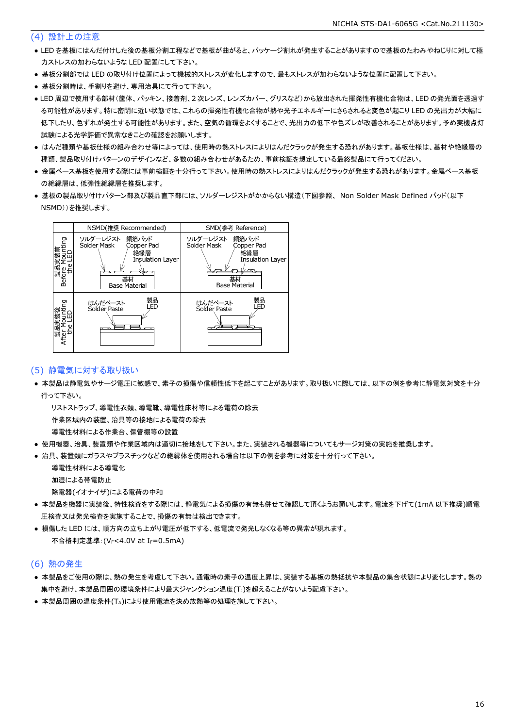## (4) 設計上の注意

- LED を基板にはんだ付けした後の基板分割工程などで基板が曲がると、パッケージ割れが発生することがありますので基板のたわみやねじりに対して極力ストレスの加わらないような LED 配置にして下さい。
- 基板分割部では LED の取り付け位置によって機械的ストレスが変化しますので、最もストレスが加わらないような位置に配置して下さい。
- 基板分割時は、手割りを避け、専用治具にて行って下さい。
- LED 周辺で使用する部材(筐体、パッキン、接着剤、2 次レンズ、レンズカバー、グリスなど)から放出された揮発性有機化合物は、LED の発光面を透過する可能性があります。特に密閉に近い状態では、これらの揮発性有機化合物が熱や光子エネルギーにさらされると変色が起こり LED の光出力が大幅に低下したり、色ずれが発生する可能性があります。また、空気の循環をよくすることで、光出力の低下や色ズレが改善されることがあります。予め実機点灯試験による光学評価で異常なきことの確認をお願いします。
- はんだ種類や基板仕様の組み合わせ等によっては、使用時の熱ストレスによりはんだクラックが発生する恐れがあります。基板仕様は、基材や絶縁層の種類、製品取り付けパターンのデザインなど、多数の組み合わせがあるため、事前検証を想定している最終製品にて行ってください。
- 金属ベース基板を使用する際には事前検証を十分行って下さい。使用時の熱ストレスによりはんだクラックが発生する恐れがあります。金属ベース基板の絶縁層は、低弾性絶縁層を推奨します。
- 基板の製品取り付けパターン部及び製品直下部には、ソルダーレジストがかからない構造(下図参照、 Non Solder Mask Defined パッド(以下 NSMD))を推奨します。

| | NSMD(推奨 Recommended) | SMD(参考 Reference) |
|---|---|---|
| 製品実装前 Before Mounting the LED | ソルダーレジスト Solder Mask / 銅箔パッド Copper Pad / 絶縁層 Insulation Layer / 基材 Base Material | ソルダーレジスト Solder Mask / 銅箔パッド Copper Pad / 絶縁層 Insulation Layer / 基材 Base Material |
| 製品実装後 After Mounting the LED | はんだペースト Solder Paste / 製品 LED | はんだペースト Solder Paste / 製品 LED |

## (5) 静電気に対する取り扱い

- 本製品は静電気やサージ電圧に敏感で、素子の損傷や信頼性低下を起こすことがあります。取り扱いに際しては、以下の例を参考に静電気対策を十分行って下さい。

  リストストラップ、導電性衣類、導電靴、導電性床材等による電荷の除去

  作業区域内の装置、治具等の接地による電荷の除去

  導電性材料による作業台、保管棚等の設置

- 使用機器、治具、装置類や作業区域内は適切に接地をして下さい。また、実装される機器等についてもサージ対策の実施を推奨します。
- 治具、装置類にガラスやプラスチックなどの絶縁体を使用される場合は以下の例を参考に対策を十分行って下さい。

  導電性材料による導電化

  加湿による帯電防止

  除電器(イオナイザ)による電荷の中和

- 本製品を機器に実装後、特性検査をする際には、静電気による損傷の有無も併せて確認して頂くようお願いします。電流を下げて(1mA 以下推奨)順電圧検査又は発光検査を実施することで、損傷の有無は検出できます。
- 損傷した LED には、順方向の立ち上がり電圧が低下する、低電流で発光しなくなる等の異常が現れます。

  不合格判定基準:($V_F$<4.0V at $I_F$=0.5mA)

## (6) 熱の発生

- 本製品をご使用の際は、熱の発生を考慮して下さい。通電時の素子の温度上昇は、実装する基板の熱抵抗や本製品の集合状態により変化します。熱の集中を避け、本製品周囲の環境条件により最大ジャンクション温度($T_J$)を超えることがないよう配慮下さい。
- 本製品周囲の温度条件($T_A$)により使用電流を決め放熱等の処理を施して下さい。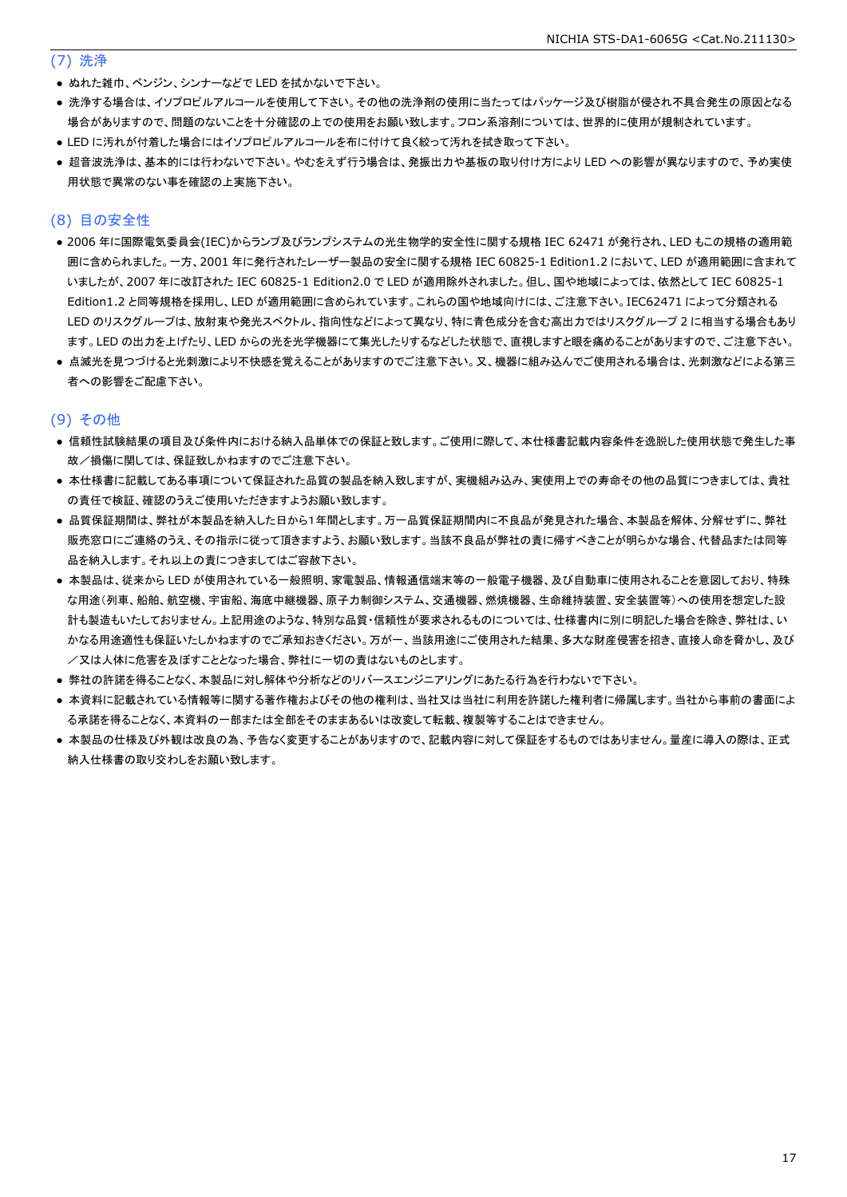## (7) 洗浄

- ぬれた雑巾、ベンジン、シンナーなどで LED を拭かないで下さい。
- 洗浄する場合は、イソプロピルアルコールを使用して下さい。その他の洗浄剤の使用に当たってはパッケージ及び樹脂が侵され不具合発生の原因となる場合がありますので、問題のないことを十分確認の上での使用をお願い致します。フロン系溶剤については、世界的に使用が規制されています。
- LED に汚れが付着した場合にはイソプロピルアルコールを布に付けて良く絞って汚れを拭き取って下さい。
- 超音波洗浄は、基本的には行わないで下さい。やむをえず行う場合は、発振出力や基板の取り付け方により LED への影響が異なりますので、予め実使用状態で異常のない事を確認の上実施下さい。

## (8) 目の安全性

- 2006 年に国際電気委員会(IEC)からランプ及びランプシステムの光生物学的安全性に関する規格 IEC 62471 が発行され、LED もこの規格の適用範囲に含められました。一方、2001 年に発行されたレーザー製品の安全に関する規格 IEC 60825-1 Edition1.2 において、LED が適用範囲に含まれていましたが、2007 年に改訂された IEC 60825-1 Edition2.0 で LED が適用除外されました。但し、国や地域によっては、依然として IEC 60825-1 Edition1.2 と同等規格を採用し、LED が適用範囲に含められています。これらの国や地域向けには、ご注意下さい。IEC62471 によって分類される LED のリスクグループは、放射束や発光スペクトル、指向性などによって異なり、特に青色成分を含む高出力ではリスクグループ 2 に相当する場合もあります。LED の出力を上げたり、LED からの光を光学機器にて集光したりするなどした状態で、直視しますと眼を痛めることがありますので、ご注意下さい。
- 点滅光を見つづけると光刺激により不快感を覚えることがありますのでご注意下さい。又、機器に組み込んでご使用される場合は、光刺激などによる第三者への影響をご配慮下さい。

## (9) その他

- 信頼性試験結果の項目及び条件内における納入品単体での保証と致します。ご使用に際して、本仕様書記載内容条件を逸脱した使用状態で発生した事故／損傷に関しては、保証致しかねますのでご注意下さい。
- 本仕様書に記載してある事項について保証された品質の製品を納入致しますが、実機組み込み、実使用上での寿命その他の品質につきましては、貴社の責任で検証、確認のうえご使用いただきますようお願い致します。
- 品質保証期間は、弊社が本製品を納入した日から1年間とします。万一品質保証期間内に不良品が発見された場合、本製品を解体、分解せずに、弊社販売窓口にご連絡のうえ、その指示に従って頂きますよう、お願い致します。当該不良品が弊社の責に帰すべきことが明らかな場合、代替品または同等品を納入します。それ以上の責につきましてはご容赦下さい。
- 本製品は、従来から LED が使用されている一般照明、家電製品、情報通信端末等の一般電子機器、及び自動車に使用されることを意図しており、特殊な用途(列車、船舶、航空機、宇宙船、海底中継機器、原子力制御システム、交通機器、燃焼機器、生命維持装置、安全装置等)への使用を想定した設計も製造もいたしておりません。上記用途のような、特別な品質･信頼性が要求されるものについては、仕様書内に別に明記した場合を除き、弊社は、いかなる用途適性も保証いたしかねますのでご承知おきください。万が一、当該用途にご使用された結果、多大な財産侵害を招き、直接人命を脅かし、及び／又は人体に危害を及ぼすこととなった場合、弊社に一切の責はないものとします。
- 弊社の許諾を得ることなく、本製品に対し解体や分析などのリバースエンジニアリングにあたる行為を行わないで下さい。
- 本資料に記載されている情報等に関する著作権およびその他の権利は、当社又は当社に利用を許諾した権利者に帰属します。当社から事前の書面による承諾を得ることなく、本資料の一部または全部をそのままあるいは改変して転載、複製等することはできません。
- 本製品の仕様及び外観は改良の為、予告なく変更することがありますので、記載内容に対して保証をするものではありません。量産に導入の際は、正式納入仕様書の取り交わしをお願い致します。